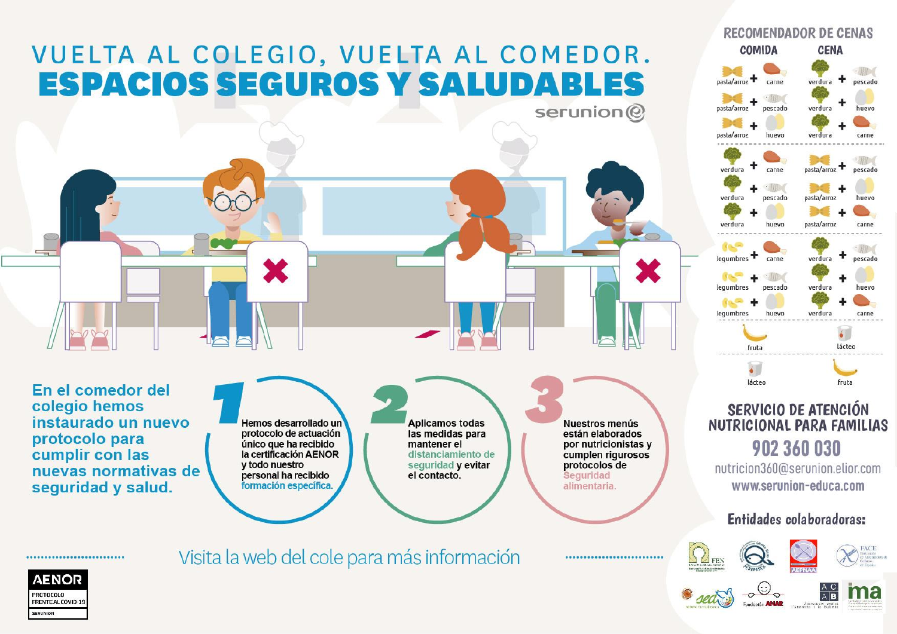# VUELTA AL COLEGIO, VUELTA AL COMEDOR.
# ESPACIOS SEGUROS Y SALUDABLES

serunion

**En el comedor del colegio hemos instaurado un nuevo protocolo para cumplir con las nuevas normativas de seguridad y salud.**

**1** Hemos desarrollado un protocolo de actuación único que ha recibido la certificación AENOR y todo nuestro personal ha recibido formación específica.

**2** Aplicamos todas las medidas para mantener el distanciamiento de seguridad y evitar el contacto.

**3** Nuestros menús están elaborados por nutricionistas y cumplen rigurosos protocolos de Seguridad alimentaria.

Visita la web del cole para más información

AENOR
PROTOCOLO FRENTE AL COVID-19
SERUNION

## RECOMENDADOR DE CENAS

| COMIDA | CENA |
| --- | --- |
| pasta/arroz + carne | verdura + pescado |
| pasta/arroz + pescado | verdura + huevo |
| pasta/arroz + huevo | verdura + carne |
| verdura + carne | pasta/arroz + pescado |
| verdura + pescado | pasta/arroz + huevo |
| verdura + huevo | pasta/arroz + carne |
| legumbres + carne | verdura + pescado |
| legumbres + pescado | verdura + huevo |
| legumbres + huevo | verdura + carne |
| fruta | lácteo |
| lácteo | fruta |

## SERVICIO DE ATENCIÓN NUTRICIONAL PARA FAMILIAS

**902 360 030**

nutricion360@serunion.elior.com

www.serunion-educa.com

**Entidades colaboradoras:**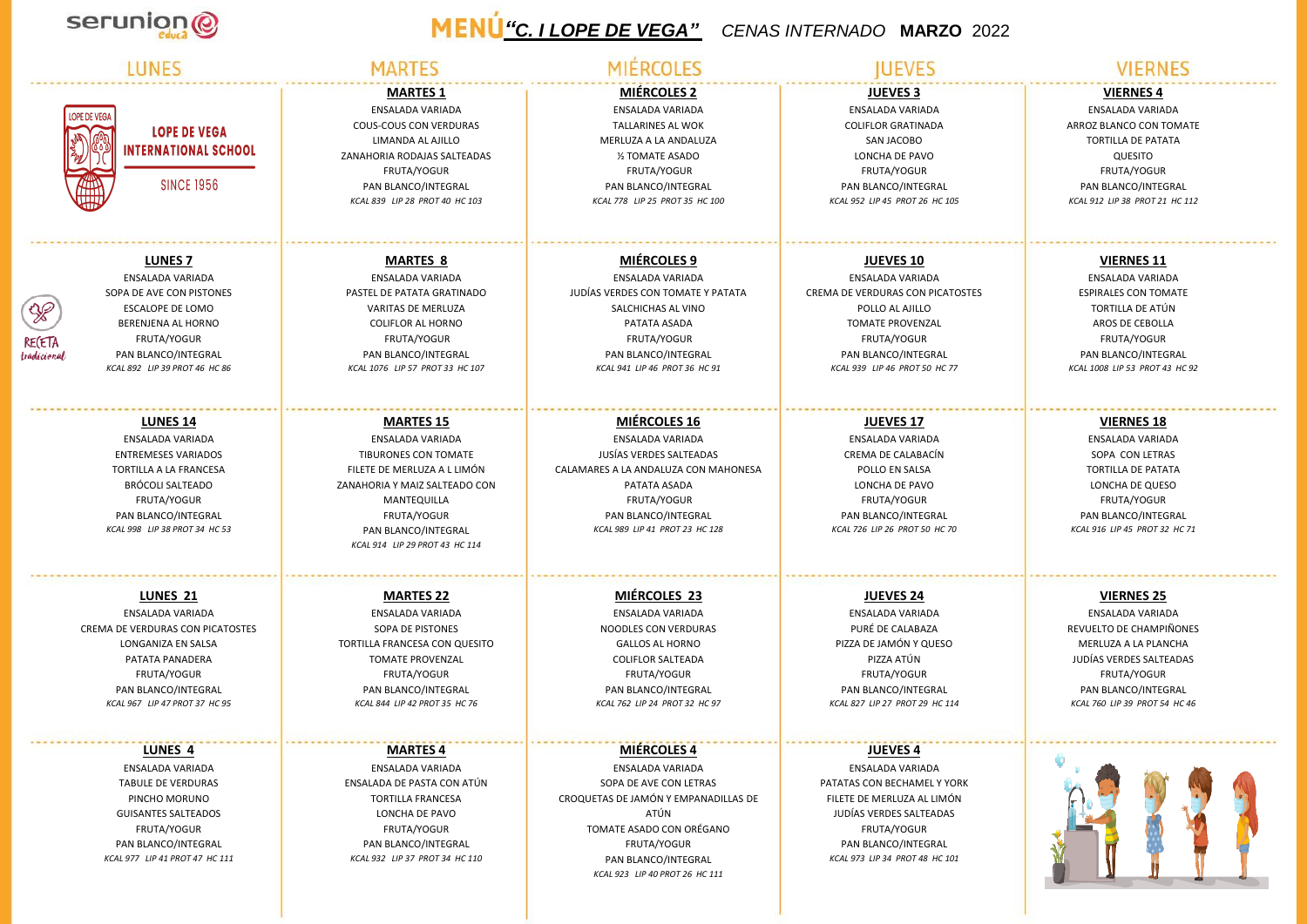# MENÚ *"C. I LOPE DE VEGA"* CENAS INTERNADO **MARZO** 2022

LOPE DE VEGA INTERNATIONAL SCHOOL
SINCE 1956

RECETA tradicional

| LUNES | MARTES | MIÉRCOLES | JUEVES | VIERNES |
|---|---|---|---|---|
| | **MARTES 1**<br>ENSALADA VARIADA<br>COUS-COUS CON VERDURAS<br>LIMANDA AL AJILLO<br>ZANAHORIA RODAJAS SALTEADAS<br>FRUTA/YOGUR<br>PAN BLANCO/INTEGRAL<br>*KCAL 839 LIP 28 PROT 40 HC 103* | **MIÉRCOLES 2**<br>ENSALADA VARIADA<br>TALLARINES AL WOK<br>MERLUZA A LA ANDALUZA<br>½ TOMATE ASADO<br>FRUTA/YOGUR<br>PAN BLANCO/INTEGRAL<br>*KCAL 778 LIP 25 PROT 35 HC 100* | **JUEVES 3**<br>ENSALADA VARIADA<br>COLIFLOR GRATINADA<br>SAN JACOBO<br>LONCHA DE PAVO<br>FRUTA/YOGUR<br>PAN BLANCO/INTEGRAL<br>*KCAL 952 LIP 45 PROT 26 HC 105* | **VIERNES 4**<br>ENSALADA VARIADA<br>ARROZ BLANCO CON TOMATE<br>TORTILLA DE PATATA<br>QUESITO<br>FRUTA/YOGUR<br>PAN BLANCO/INTEGRAL<br>*KCAL 912 LIP 38 PROT 21 HC 112* |
| **LUNES 7**<br>ENSALADA VARIADA<br>SOPA DE AVE CON PISTONES<br>ESCALOPE DE LOMO<br>BERENJENA AL HORNO<br>FRUTA/YOGUR<br>PAN BLANCO/INTEGRAL<br>*KCAL 892 LIP 39 PROT 46 HC 86* | **MARTES 8**<br>ENSALADA VARIADA<br>PASTEL DE PATATA GRATINADO<br>VARITAS DE MERLUZA<br>COLIFLOR AL HORNO<br>FRUTA/YOGUR<br>PAN BLANCO/INTEGRAL<br>*KCAL 1076 LIP 57 PROT 33 HC 107* | **MIÉRCOLES 9**<br>ENSALADA VARIADA<br>JUDÍAS VERDES CON TOMATE Y PATATA<br>SALCHICHAS AL VINO<br>PATATA ASADA<br>FRUTA/YOGUR<br>PAN BLANCO/INTEGRAL<br>*KCAL 941 LIP 46 PROT 36 HC 91* | **JUEVES 10**<br>ENSALADA VARIADA<br>CREMA DE VERDURAS CON PICATOSTES<br>POLLO AL AJILLO<br>TOMATE PROVENZAL<br>FRUTA/YOGUR<br>PAN BLANCO/INTEGRAL<br>*KCAL 939 LIP 46 PROT 50 HC 77* | **VIERNES 11**<br>ENSALADA VARIADA<br>ESPIRALES CON TOMATE<br>TORTILLA DE ATÚN<br>AROS DE CEBOLLA<br>FRUTA/YOGUR<br>PAN BLANCO/INTEGRAL<br>*KCAL 1008 LIP 53 PROT 43 HC 92* |
| **LUNES 14**<br>ENSALADA VARIADA<br>ENTREMESES VARIADOS<br>TORTILLA A LA FRANCESA<br>BRÓCOLI SALTEADO<br>FRUTA/YOGUR<br>PAN BLANCO/INTEGRAL<br>*KCAL 998 LIP 38 PROT 34 HC 53* | **MARTES 15**<br>ENSALADA VARIADA<br>TIBURONES CON TOMATE<br>FILETE DE MERLUZA A L LIMÓN<br>ZANAHORIA Y MAIZ SALTEADO CON MANTEQUILLA<br>FRUTA/YOGUR<br>PAN BLANCO/INTEGRAL<br>*KCAL 914 LIP 29 PROT 43 HC 114* | **MIÉRCOLES 16**<br>ENSALADA VARIADA<br>JUSÍAS VERDES SALTEADAS<br>CALAMARES A LA ANDALUZA CON MAHONESA<br>PATATA ASADA<br>FRUTA/YOGUR<br>PAN BLANCO/INTEGRAL<br>*KCAL 989 LIP 41 PROT 23 HC 128* | **JUEVES 17**<br>ENSALADA VARIADA<br>CREMA DE CALABACÍN<br>POLLO EN SALSA<br>LONCHA DE PAVO<br>FRUTA/YOGUR<br>PAN BLANCO/INTEGRAL<br>*KCAL 726 LIP 26 PROT 50 HC 70* | **VIERNES 18**<br>ENSALADA VARIADA<br>SOPA CON LETRAS<br>TORTILLA DE PATATA<br>LONCHA DE QUESO<br>FRUTA/YOGUR<br>PAN BLANCO/INTEGRAL<br>*KCAL 916 LIP 45 PROT 32 HC 71* |
| **LUNES 21**<br>ENSALADA VARIADA<br>CREMA DE VERDURAS CON PICATOSTES<br>LONGANIZA EN SALSA<br>PATATA PANADERA<br>FRUTA/YOGUR<br>PAN BLANCO/INTEGRAL<br>*KCAL 967 LIP 47 PROT 37 HC 95* | **MARTES 22**<br>ENSALADA VARIADA<br>SOPA DE PISTONES<br>TORTILLA FRANCESA CON QUESITO<br>TOMATE PROVENZAL<br>FRUTA/YOGUR<br>PAN BLANCO/INTEGRAL<br>*KCAL 844 LIP 42 PROT 35 HC 76* | **MIÉRCOLES 23**<br>ENSALADA VARIADA<br>NOODLES CON VERDURAS<br>GALLOS AL HORNO<br>COLIFLOR SALTEADA<br>FRUTA/YOGUR<br>PAN BLANCO/INTEGRAL<br>*KCAL 762 LIP 24 PROT 32 HC 97* | **JUEVES 24**<br>ENSALADA VARIADA<br>PURÉ DE CALABAZA<br>PIZZA DE JAMÓN Y QUESO<br>PIZZA ATÚN<br>FRUTA/YOGUR<br>PAN BLANCO/INTEGRAL<br>*KCAL 827 LIP 27 PROT 29 HC 114* | **VIERNES 25**<br>ENSALADA VARIADA<br>REVUELTO DE CHAMPIÑONES<br>MERLUZA A LA PLANCHA<br>JUDÍAS VERDES SALTEADAS<br>FRUTA/YOGUR<br>PAN BLANCO/INTEGRAL<br>*KCAL 760 LIP 39 PROT 54 HC 46* |
| **LUNES 4**<br>ENSALADA VARIADA<br>TABULE DE VERDURAS<br>PINCHO MORUNO<br>GUISANTES SALTEADOS<br>FRUTA/YOGUR<br>PAN BLANCO/INTEGRAL<br>*KCAL 977 LIP 41 PROT 47 HC 111* | **MARTES 4**<br>ENSALADA VARIADA<br>ENSALADA DE PASTA CON ATÚN<br>TORTILLA FRANCESA<br>LONCHA DE PAVO<br>FRUTA/YOGUR<br>PAN BLANCO/INTEGRAL<br>*KCAL 932 LIP 37 PROT 34 HC 110* | **MIÉRCOLES 4**<br>ENSALADA VARIADA<br>SOPA DE AVE CON LETRAS<br>CROQUETAS DE JAMÓN Y EMPANADILLAS DE ATÚN<br>TOMATE ASADO CON ORÉGANO<br>FRUTA/YOGUR<br>PAN BLANCO/INTEGRAL<br>*KCAL 923 LIP 40 PROT 26 HC 111* | **JUEVES 4**<br>ENSALADA VARIADA<br>PATATAS CON BECHAMEL Y YORK<br>FILETE DE MERLUZA AL LIMÓN<br>JUDÍAS VERDES SALTEADAS<br>FRUTA/YOGUR<br>PAN BLANCO/INTEGRAL<br>*KCAL 973 LIP 34 PROT 48 HC 101* | |